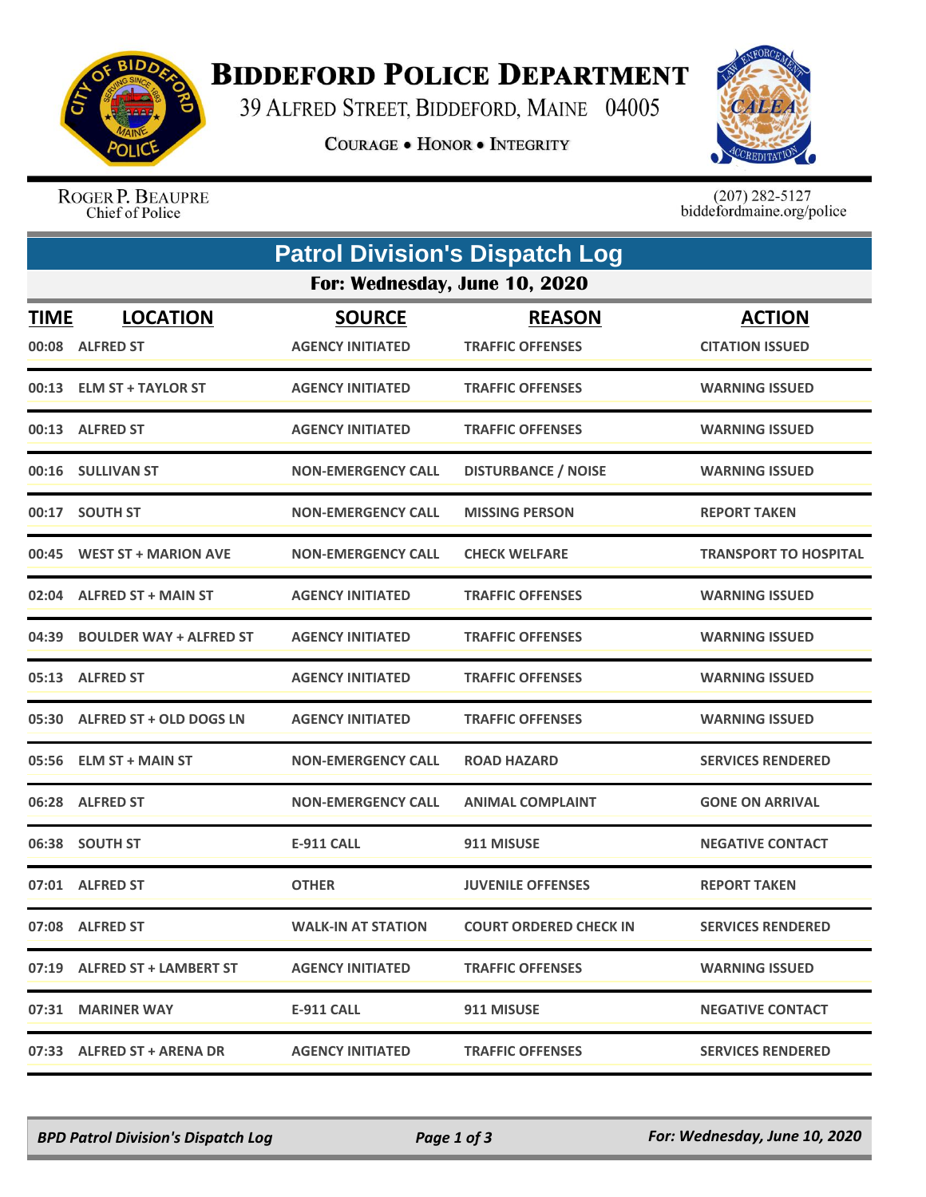# BIDDEFORD POLICE DEPARTMENT

39 ALFRED STREET, BIDDEFORD, MAINE 04005

COURAGE • HONOR • INTEGRITY

ROGER P. BEAUPRE
Chief of Police

(207) 282-5127
biddefordmaine.org/police

## Patrol Division's Dispatch Log

### For: Wednesday, June 10, 2020

| TIME | LOCATION | SOURCE | REASON | ACTION |
|---|---|---|---|---|
| 00:08 | ALFRED ST | AGENCY INITIATED | TRAFFIC OFFENSES | CITATION ISSUED |
| 00:13 | ELM ST + TAYLOR ST | AGENCY INITIATED | TRAFFIC OFFENSES | WARNING ISSUED |
| 00:13 | ALFRED ST | AGENCY INITIATED | TRAFFIC OFFENSES | WARNING ISSUED |
| 00:16 | SULLIVAN ST | NON-EMERGENCY CALL | DISTURBANCE / NOISE | WARNING ISSUED |
| 00:17 | SOUTH ST | NON-EMERGENCY CALL | MISSING PERSON | REPORT TAKEN |
| 00:45 | WEST ST + MARION AVE | NON-EMERGENCY CALL | CHECK WELFARE | TRANSPORT TO HOSPITAL |
| 02:04 | ALFRED ST + MAIN ST | AGENCY INITIATED | TRAFFIC OFFENSES | WARNING ISSUED |
| 04:39 | BOULDER WAY + ALFRED ST | AGENCY INITIATED | TRAFFIC OFFENSES | WARNING ISSUED |
| 05:13 | ALFRED ST | AGENCY INITIATED | TRAFFIC OFFENSES | WARNING ISSUED |
| 05:30 | ALFRED ST + OLD DOGS LN | AGENCY INITIATED | TRAFFIC OFFENSES | WARNING ISSUED |
| 05:56 | ELM ST + MAIN ST | NON-EMERGENCY CALL | ROAD HAZARD | SERVICES RENDERED |
| 06:28 | ALFRED ST | NON-EMERGENCY CALL | ANIMAL COMPLAINT | GONE ON ARRIVAL |
| 06:38 | SOUTH ST | E-911 CALL | 911 MISUSE | NEGATIVE CONTACT |
| 07:01 | ALFRED ST | OTHER | JUVENILE OFFENSES | REPORT TAKEN |
| 07:08 | ALFRED ST | WALK-IN AT STATION | COURT ORDERED CHECK IN | SERVICES RENDERED |
| 07:19 | ALFRED ST + LAMBERT ST | AGENCY INITIATED | TRAFFIC OFFENSES | WARNING ISSUED |
| 07:31 | MARINER WAY | E-911 CALL | 911 MISUSE | NEGATIVE CONTACT |
| 07:33 | ALFRED ST + ARENA DR | AGENCY INITIATED | TRAFFIC OFFENSES | SERVICES RENDERED |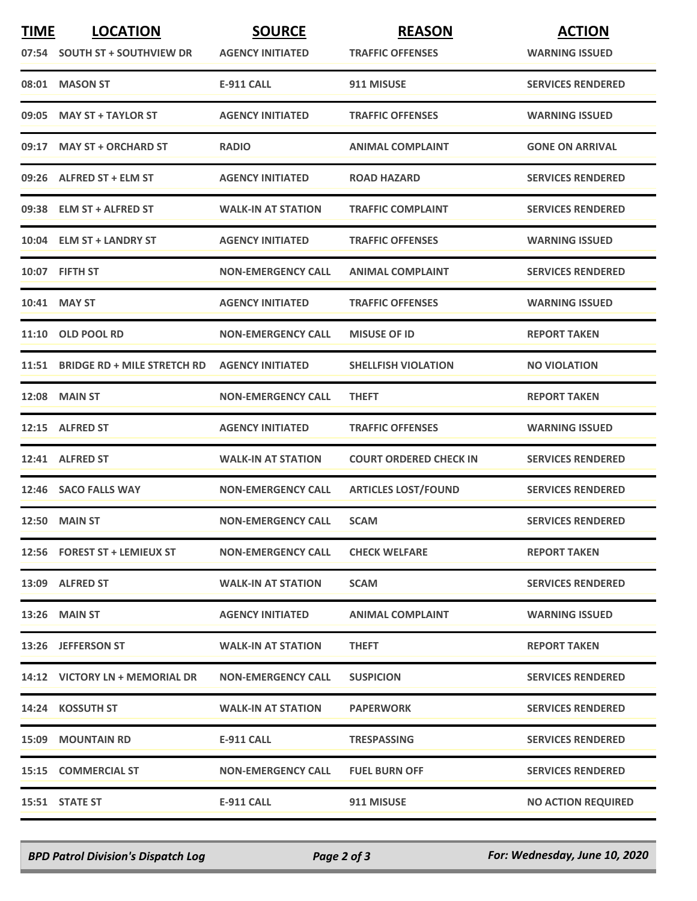| TIME | LOCATION | SOURCE | REASON | ACTION |
|---|---|---|---|---|
| 07:54 | SOUTH ST + SOUTHVIEW DR | AGENCY INITIATED | TRAFFIC OFFENSES | WARNING ISSUED |
| 08:01 | MASON ST | E-911 CALL | 911 MISUSE | SERVICES RENDERED |
| 09:05 | MAY ST + TAYLOR ST | AGENCY INITIATED | TRAFFIC OFFENSES | WARNING ISSUED |
| 09:17 | MAY ST + ORCHARD ST | RADIO | ANIMAL COMPLAINT | GONE ON ARRIVAL |
| 09:26 | ALFRED ST + ELM ST | AGENCY INITIATED | ROAD HAZARD | SERVICES RENDERED |
| 09:38 | ELM ST + ALFRED ST | WALK-IN AT STATION | TRAFFIC COMPLAINT | SERVICES RENDERED |
| 10:04 | ELM ST + LANDRY ST | AGENCY INITIATED | TRAFFIC OFFENSES | WARNING ISSUED |
| 10:07 | FIFTH ST | NON-EMERGENCY CALL | ANIMAL COMPLAINT | SERVICES RENDERED |
| 10:41 | MAY ST | AGENCY INITIATED | TRAFFIC OFFENSES | WARNING ISSUED |
| 11:10 | OLD POOL RD | NON-EMERGENCY CALL | MISUSE OF ID | REPORT TAKEN |
| 11:51 | BRIDGE RD + MILE STRETCH RD | AGENCY INITIATED | SHELLFISH VIOLATION | NO VIOLATION |
| 12:08 | MAIN ST | NON-EMERGENCY CALL | THEFT | REPORT TAKEN |
| 12:15 | ALFRED ST | AGENCY INITIATED | TRAFFIC OFFENSES | WARNING ISSUED |
| 12:41 | ALFRED ST | WALK-IN AT STATION | COURT ORDERED CHECK IN | SERVICES RENDERED |
| 12:46 | SACO FALLS WAY | NON-EMERGENCY CALL | ARTICLES LOST/FOUND | SERVICES RENDERED |
| 12:50 | MAIN ST | NON-EMERGENCY CALL | SCAM | SERVICES RENDERED |
| 12:56 | FOREST ST + LEMIEUX ST | NON-EMERGENCY CALL | CHECK WELFARE | REPORT TAKEN |
| 13:09 | ALFRED ST | WALK-IN AT STATION | SCAM | SERVICES RENDERED |
| 13:26 | MAIN ST | AGENCY INITIATED | ANIMAL COMPLAINT | WARNING ISSUED |
| 13:26 | JEFFERSON ST | WALK-IN AT STATION | THEFT | REPORT TAKEN |
| 14:12 | VICTORY LN + MEMORIAL DR | NON-EMERGENCY CALL | SUSPICION | SERVICES RENDERED |
| 14:24 | KOSSUTH ST | WALK-IN AT STATION | PAPERWORK | SERVICES RENDERED |
| 15:09 | MOUNTAIN RD | E-911 CALL | TRESPASSING | SERVICES RENDERED |
| 15:15 | COMMERCIAL ST | NON-EMERGENCY CALL | FUEL BURN OFF | SERVICES RENDERED |
| 15:51 | STATE ST | E-911 CALL | 911 MISUSE | NO ACTION REQUIRED |

*BPD Patrol Division's Dispatch Log* — *For: Wednesday, June 10, 2020*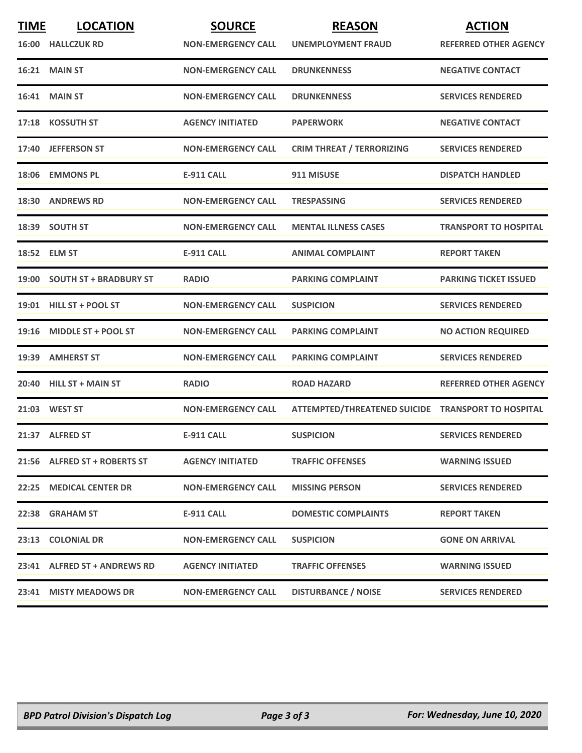| TIME | LOCATION | SOURCE | REASON | ACTION |
|---|---|---|---|---|
| 16:00 | HALLCZUK RD | NON-EMERGENCY CALL | UNEMPLOYMENT FRAUD | REFERRED OTHER AGENCY |
| 16:21 | MAIN ST | NON-EMERGENCY CALL | DRUNKENNESS | NEGATIVE CONTACT |
| 16:41 | MAIN ST | NON-EMERGENCY CALL | DRUNKENNESS | SERVICES RENDERED |
| 17:18 | KOSSUTH ST | AGENCY INITIATED | PAPERWORK | NEGATIVE CONTACT |
| 17:40 | JEFFERSON ST | NON-EMERGENCY CALL | CRIM THREAT / TERRORIZING | SERVICES RENDERED |
| 18:06 | EMMONS PL | E-911 CALL | 911 MISUSE | DISPATCH HANDLED |
| 18:30 | ANDREWS RD | NON-EMERGENCY CALL | TRESPASSING | SERVICES RENDERED |
| 18:39 | SOUTH ST | NON-EMERGENCY CALL | MENTAL ILLNESS CASES | TRANSPORT TO HOSPITAL |
| 18:52 | ELM ST | E-911 CALL | ANIMAL COMPLAINT | REPORT TAKEN |
| 19:00 | SOUTH ST + BRADBURY ST | RADIO | PARKING COMPLAINT | PARKING TICKET ISSUED |
| 19:01 | HILL ST + POOL ST | NON-EMERGENCY CALL | SUSPICION | SERVICES RENDERED |
| 19:16 | MIDDLE ST + POOL ST | NON-EMERGENCY CALL | PARKING COMPLAINT | NO ACTION REQUIRED |
| 19:39 | AMHERST ST | NON-EMERGENCY CALL | PARKING COMPLAINT | SERVICES RENDERED |
| 20:40 | HILL ST + MAIN ST | RADIO | ROAD HAZARD | REFERRED OTHER AGENCY |
| 21:03 | WEST ST | NON-EMERGENCY CALL | ATTEMPTED/THREATENED SUICIDE | TRANSPORT TO HOSPITAL |
| 21:37 | ALFRED ST | E-911 CALL | SUSPICION | SERVICES RENDERED |
| 21:56 | ALFRED ST + ROBERTS ST | AGENCY INITIATED | TRAFFIC OFFENSES | WARNING ISSUED |
| 22:25 | MEDICAL CENTER DR | NON-EMERGENCY CALL | MISSING PERSON | SERVICES RENDERED |
| 22:38 | GRAHAM ST | E-911 CALL | DOMESTIC COMPLAINTS | REPORT TAKEN |
| 23:13 | COLONIAL DR | NON-EMERGENCY CALL | SUSPICION | GONE ON ARRIVAL |
| 23:41 | ALFRED ST + ANDREWS RD | AGENCY INITIATED | TRAFFIC OFFENSES | WARNING ISSUED |
| 23:41 | MISTY MEADOWS DR | NON-EMERGENCY CALL | DISTURBANCE / NOISE | SERVICES RENDERED |